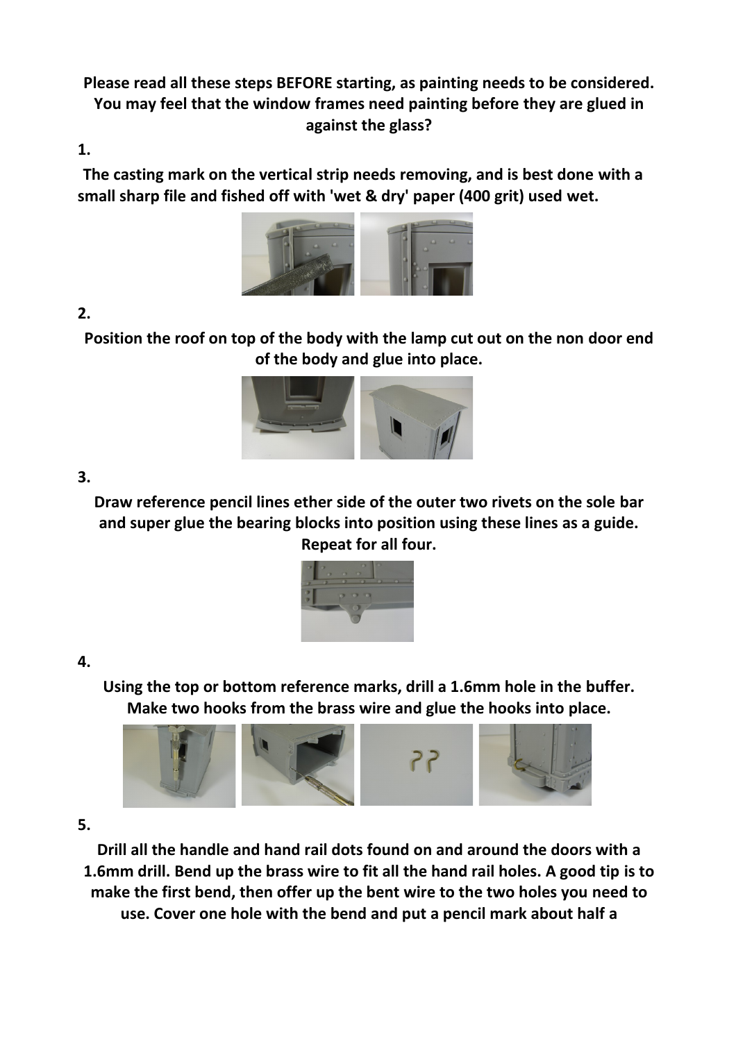**Please read all these steps BEFORE starting, as painting needs to be considered. You may feel that the window frames need painting before they are glued in against the glass?**

**1.**

**The casting mark on the vertical strip needs removing, and is best done with a small sharp file and fished off with 'wet & dry' paper (400 grit) used wet.**

**2.**

**Position the roof on top of the body with the lamp cut out on the non door end of the body and glue into place.**

**3.**

**Draw reference pencil lines ether side of the outer two rivets on the sole bar and super glue the bearing blocks into position using these lines as a guide. Repeat for all four.**

**4.**

**Using the top or bottom reference marks, drill a 1.6mm hole in the buffer. Make two hooks from the brass wire and glue the hooks into place.**

**5.**

**Drill all the handle and hand rail dots found on and around the doors with a 1.6mm drill. Bend up the brass wire to fit all the hand rail holes. A good tip is to make the first bend, then offer up the bent wire to the two holes you need to use. Cover one hole with the bend and put a pencil mark about half a**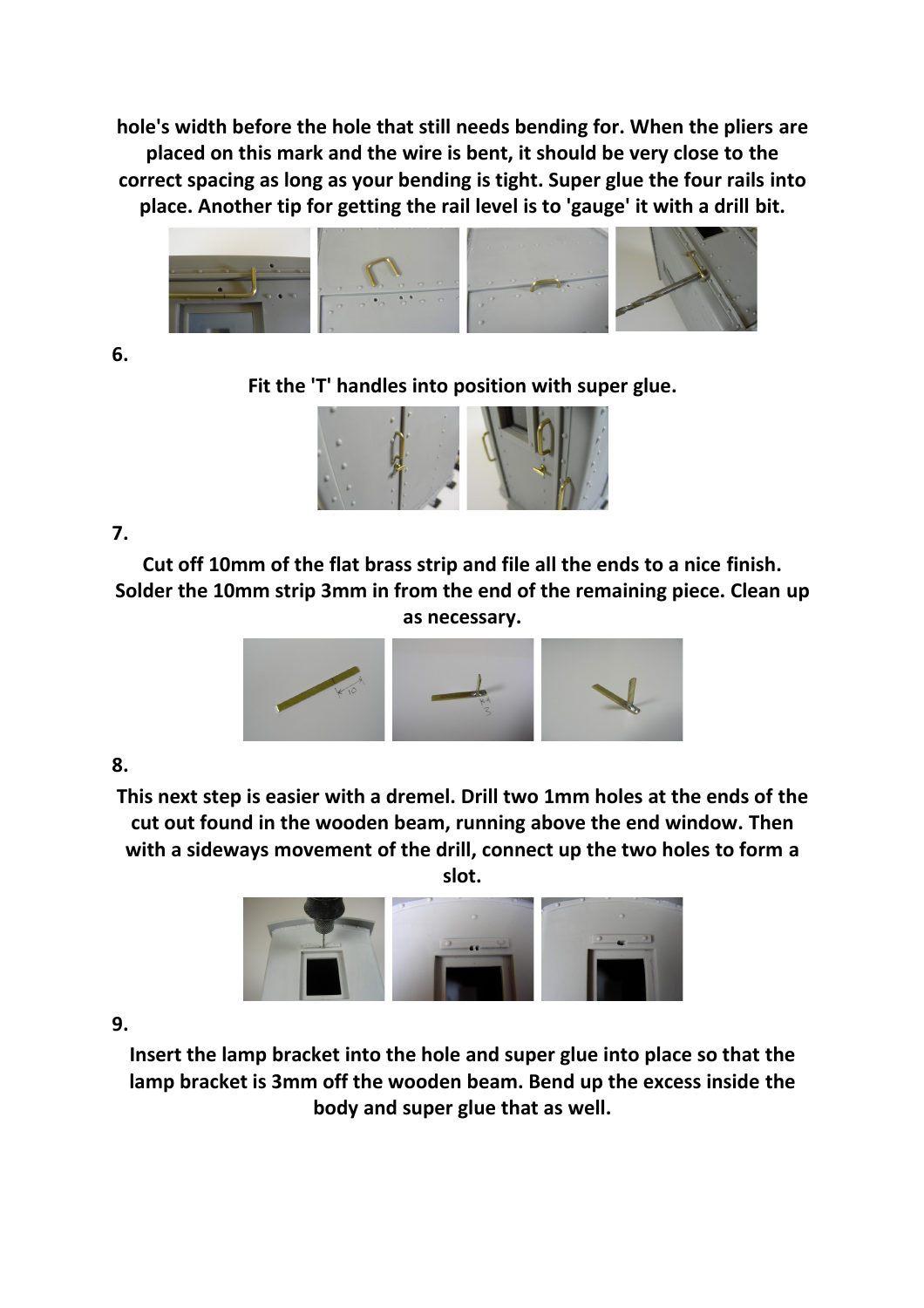**hole's width before the hole that still needs bending for. When the pliers are placed on this mark and the wire is bent, it should be very close to the correct spacing as long as your bending is tight. Super glue the four rails into place. Another tip for getting the rail level is to 'gauge' it with a drill bit.**

**6.**

**Fit the 'T' handles into position with super glue.**

**7.**

**Cut off 10mm of the flat brass strip and file all the ends to a nice finish. Solder the 10mm strip 3mm in from the end of the remaining piece. Clean up as necessary.**

**8.**

**This next step is easier with a dremel. Drill two 1mm holes at the ends of the cut out found in the wooden beam, running above the end window. Then with a sideways movement of the drill, connect up the two holes to form a slot.**

**9.**

**Insert the lamp bracket into the hole and super glue into place so that the lamp bracket is 3mm off the wooden beam. Bend up the excess inside the body and super glue that as well.**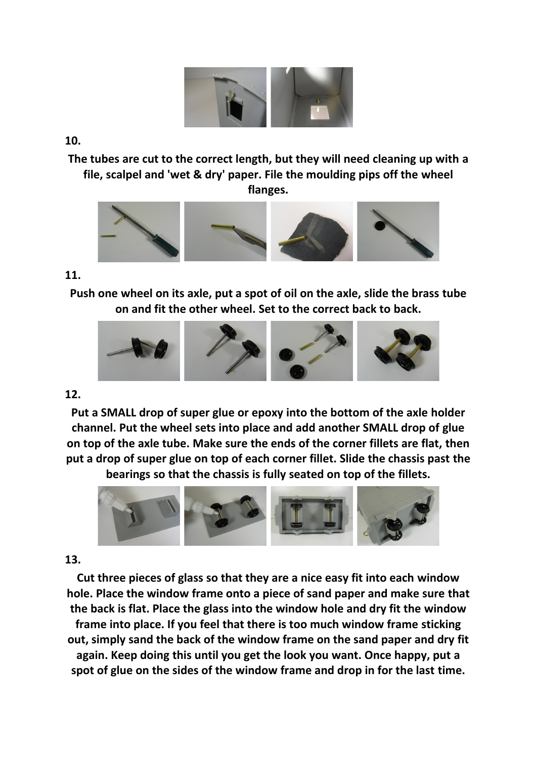**10.**

**The tubes are cut to the correct length, but they will need cleaning up with a file, scalpel and 'wet & dry' paper. File the moulding pips off the wheel flanges.**

**11.**

**Push one wheel on its axle, put a spot of oil on the axle, slide the brass tube on and fit the other wheel. Set to the correct back to back.**

**12.**

**Put a SMALL drop of super glue or epoxy into the bottom of the axle holder channel. Put the wheel sets into place and add another SMALL drop of glue on top of the axle tube. Make sure the ends of the corner fillets are flat, then put a drop of super glue on top of each corner fillet. Slide the chassis past the bearings so that the chassis is fully seated on top of the fillets.**

**13.**

**Cut three pieces of glass so that they are a nice easy fit into each window hole. Place the window frame onto a piece of sand paper and make sure that the back is flat. Place the glass into the window hole and dry fit the window frame into place. If you feel that there is too much window frame sticking out, simply sand the back of the window frame on the sand paper and dry fit again. Keep doing this until you get the look you want. Once happy, put a spot of glue on the sides of the window frame and drop in for the last time.**